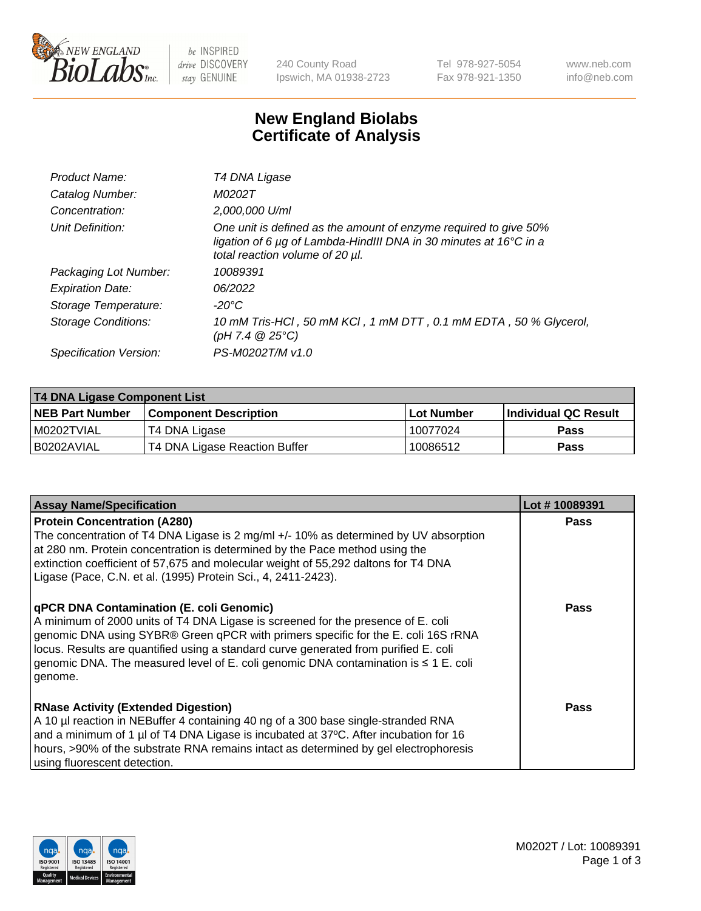240 County Road
Ipswich, MA 01938-2723

Tel 978-927-5054
Fax 978-921-1350

www.neb.com
info@neb.com

# New England Biolabs Certificate of Analysis

| | |
|---|---|
| *Product Name:* | *T4 DNA Ligase* |
| *Catalog Number:* | *M0202T* |
| *Concentration:* | *2,000,000 U/ml* |
| *Unit Definition:* | *One unit is defined as the amount of enzyme required to give 50% ligation of 6 µg of Lambda-HindIII DNA in 30 minutes at 16°C in a total reaction volume of 20 µl.* |
| *Packaging Lot Number:* | *10089391* |
| *Expiration Date:* | *06/2022* |
| *Storage Temperature:* | *-20°C* |
| *Storage Conditions:* | *10 mM Tris-HCl , 50 mM KCl , 1 mM DTT , 0.1 mM EDTA , 50 % Glycerol, (pH 7.4 @ 25°C)* |
| *Specification Version:* | *PS-M0202T/M v1.0* |

| **T4 DNA Ligase Component List** | | | |
|---|---|---|---|
| **NEB Part Number** | **Component Description** | **Lot Number** | **Individual QC Result** |
| M0202TVIAL | T4 DNA Ligase | 10077024 | **Pass** |
| B0202AVIAL | T4 DNA Ligase Reaction Buffer | 10086512 | **Pass** |

| **Assay Name/Specification** | **Lot # 10089391** |
|---|---|
| **Protein Concentration (A280)** The concentration of T4 DNA Ligase is 2 mg/ml +/- 10% as determined by UV absorption at 280 nm. Protein concentration is determined by the Pace method using the extinction coefficient of 57,675 and molecular weight of 55,292 daltons for T4 DNA Ligase (Pace, C.N. et al. (1995) Protein Sci., 4, 2411-2423). | **Pass** |
| **qPCR DNA Contamination (E. coli Genomic)** A minimum of 2000 units of T4 DNA Ligase is screened for the presence of E. coli genomic DNA using SYBR® Green qPCR with primers specific for the E. coli 16S rRNA locus. Results are quantified using a standard curve generated from purified E. coli genomic DNA. The measured level of E. coli genomic DNA contamination is ≤ 1 E. coli genome. | **Pass** |
| **RNase Activity (Extended Digestion)** A 10 µl reaction in NEBuffer 4 containing 40 ng of a 300 base single-stranded RNA and a minimum of 1 µl of T4 DNA Ligase is incubated at 37ºC. After incubation for 16 hours, >90% of the substrate RNA remains intact as determined by gel electrophoresis using fluorescent detection. | **Pass** |

M0202T / Lot: 10089391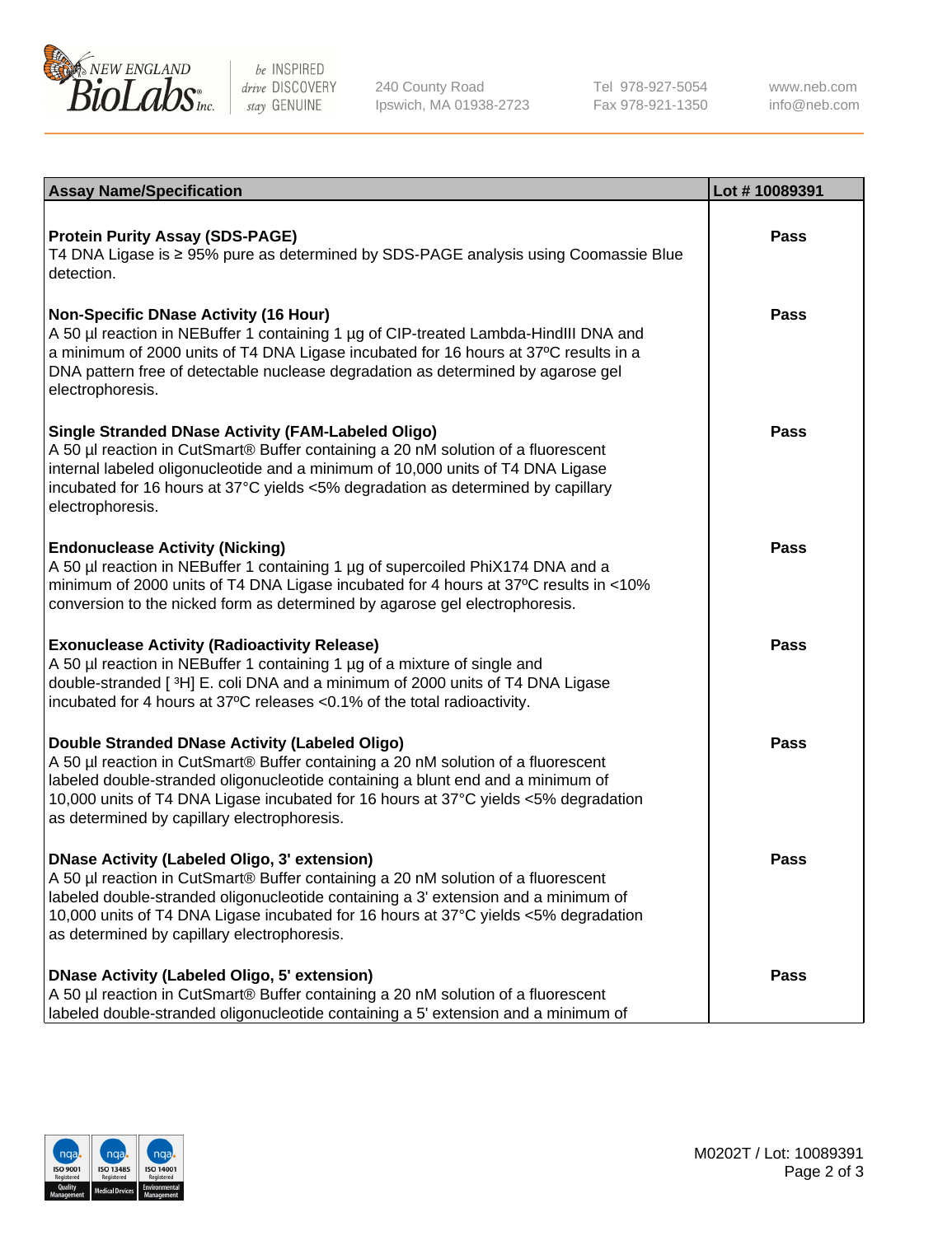| Assay Name/Specification | Lot # 10089391 |
|---|---|
| **Protein Purity Assay (SDS-PAGE)**<br>T4 DNA Ligase is ≥ 95% pure as determined by SDS-PAGE analysis using Coomassie Blue detection. | **Pass** |
| **Non-Specific DNase Activity (16 Hour)**<br>A 50 µl reaction in NEBuffer 1 containing 1 µg of CIP-treated Lambda-HindIII DNA and a minimum of 2000 units of T4 DNA Ligase incubated for 16 hours at 37ºC results in a DNA pattern free of detectable nuclease degradation as determined by agarose gel electrophoresis. | **Pass** |
| **Single Stranded DNase Activity (FAM-Labeled Oligo)**<br>A 50 µl reaction in CutSmart® Buffer containing a 20 nM solution of a fluorescent internal labeled oligonucleotide and a minimum of 10,000 units of T4 DNA Ligase incubated for 16 hours at 37°C yields <5% degradation as determined by capillary electrophoresis. | **Pass** |
| **Endonuclease Activity (Nicking)**<br>A 50 µl reaction in NEBuffer 1 containing 1 µg of supercoiled PhiX174 DNA and a minimum of 2000 units of T4 DNA Ligase incubated for 4 hours at 37ºC results in <10% conversion to the nicked form as determined by agarose gel electrophoresis. | **Pass** |
| **Exonuclease Activity (Radioactivity Release)**<br>A 50 µl reaction in NEBuffer 1 containing 1 µg of a mixture of single and double-stranded [ $^3$H] E. coli DNA and a minimum of 2000 units of T4 DNA Ligase incubated for 4 hours at 37ºC releases <0.1% of the total radioactivity. | **Pass** |
| **Double Stranded DNase Activity (Labeled Oligo)**<br>A 50 µl reaction in CutSmart® Buffer containing a 20 nM solution of a fluorescent labeled double-stranded oligonucleotide containing a blunt end and a minimum of 10,000 units of T4 DNA Ligase incubated for 16 hours at 37°C yields <5% degradation as determined by capillary electrophoresis. | **Pass** |
| **DNase Activity (Labeled Oligo, 3' extension)**<br>A 50 µl reaction in CutSmart® Buffer containing a 20 nM solution of a fluorescent labeled double-stranded oligonucleotide containing a 3' extension and a minimum of 10,000 units of T4 DNA Ligase incubated for 16 hours at 37°C yields <5% degradation as determined by capillary electrophoresis. | **Pass** |
| **DNase Activity (Labeled Oligo, 5' extension)**<br>A 50 µl reaction in CutSmart® Buffer containing a 20 nM solution of a fluorescent labeled double-stranded oligonucleotide containing a 5' extension and a minimum of | **Pass** |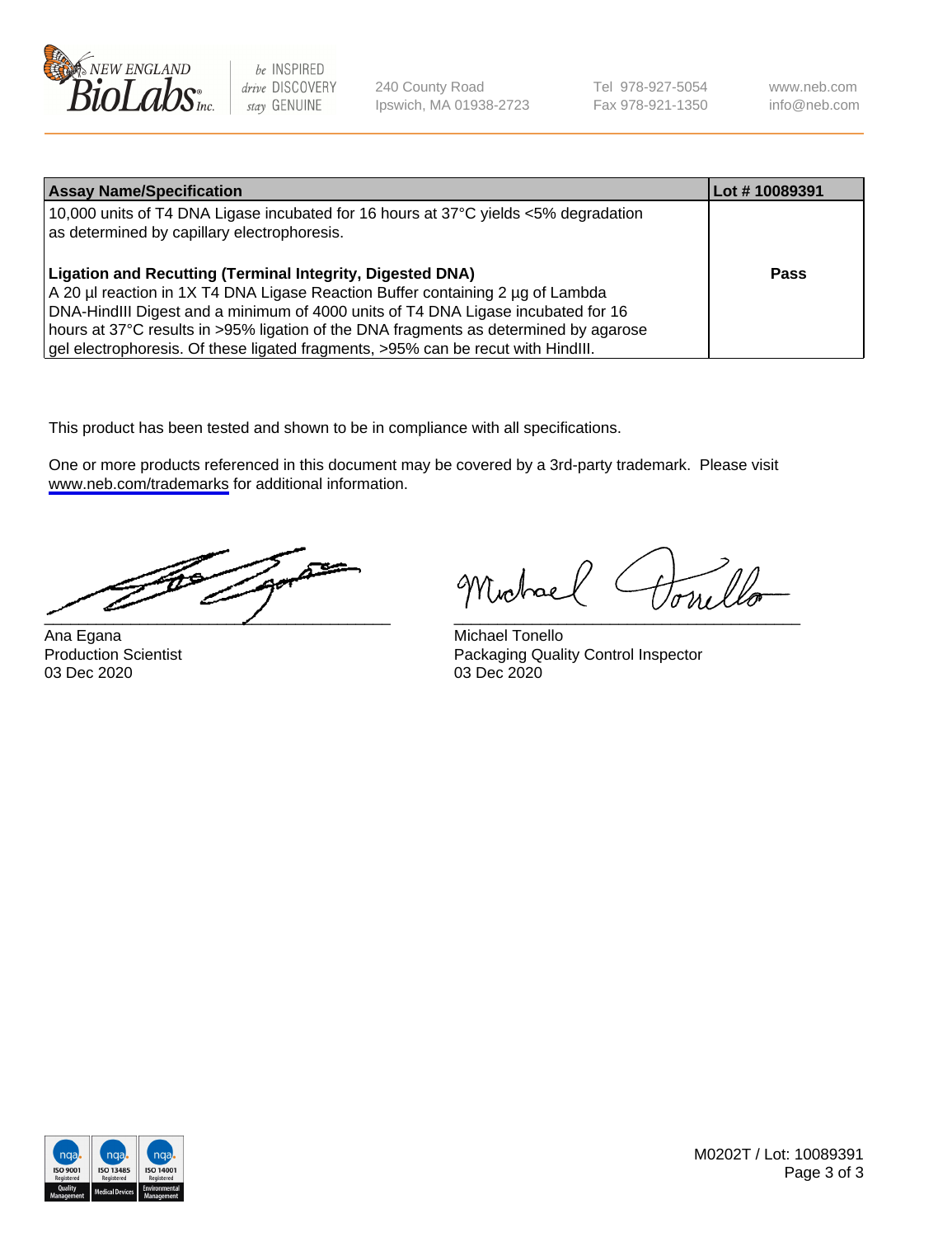240 County Road
Ipswich, MA 01938-2723

Tel 978-927-5054
Fax 978-921-1350

www.neb.com
info@neb.com

| Assay Name/Specification | Lot # 10089391 |
| --- | --- |
| 10,000 units of T4 DNA Ligase incubated for 16 hours at 37°C yields <5% degradation as determined by capillary electrophoresis. | |
| **Ligation and Recutting (Terminal Integrity, Digested DNA)**<br>A 20 µl reaction in 1X T4 DNA Ligase Reaction Buffer containing 2 µg of Lambda DNA-HindIII Digest and a minimum of 4000 units of T4 DNA Ligase incubated for 16 hours at 37°C results in >95% ligation of the DNA fragments as determined by agarose gel electrophoresis. Of these ligated fragments, >95% can be recut with HindIII. | **Pass** |

This product has been tested and shown to be in compliance with all specifications.

One or more products referenced in this document may be covered by a 3rd-party trademark. Please visit www.neb.com/trademarks for additional information.

Ana Egana
Production Scientist
03 Dec 2020

Michael Tonello
Packaging Quality Control Inspector
03 Dec 2020

M0202T / Lot: 10089391